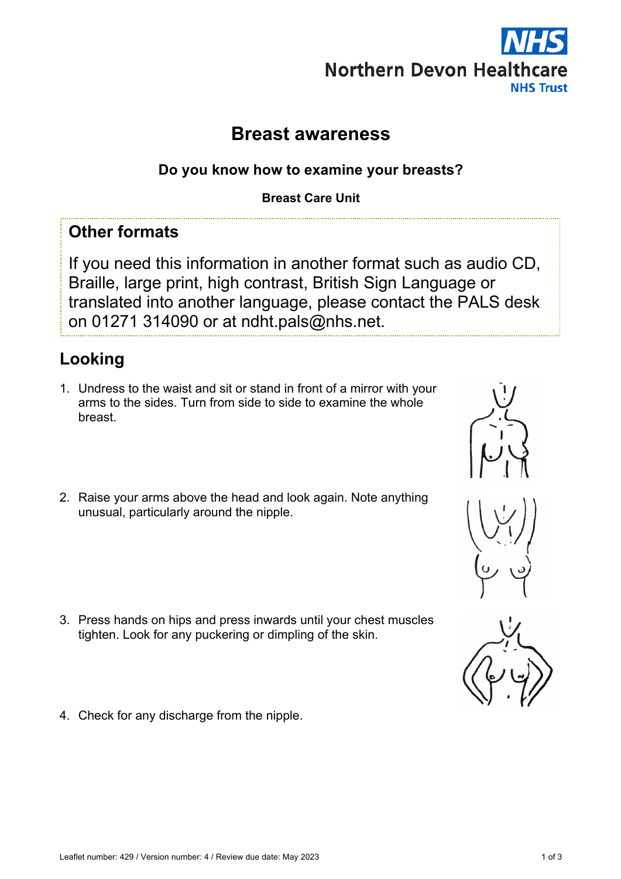Northern Devon Healthcare NHS Trust

# Breast awareness

### Do you know how to examine your breasts?

**Breast Care Unit**

## Other formats

If you need this information in another format such as audio CD, Braille, large print, high contrast, British Sign Language or translated into another language, please contact the PALS desk on 01271 314090 or at ndht.pals@nhs.net.

## Looking

1. Undress to the waist and sit or stand in front of a mirror with your arms to the sides. Turn from side to side to examine the whole breast.
2. Raise your arms above the head and look again. Note anything unusual, particularly around the nipple.
3. Press hands on hips and press inwards until your chest muscles tighten. Look for any puckering or dimpling of the skin.
4. Check for any discharge from the nipple.

Leaflet number: 429 / Version number: 4 / Review due date: May 2023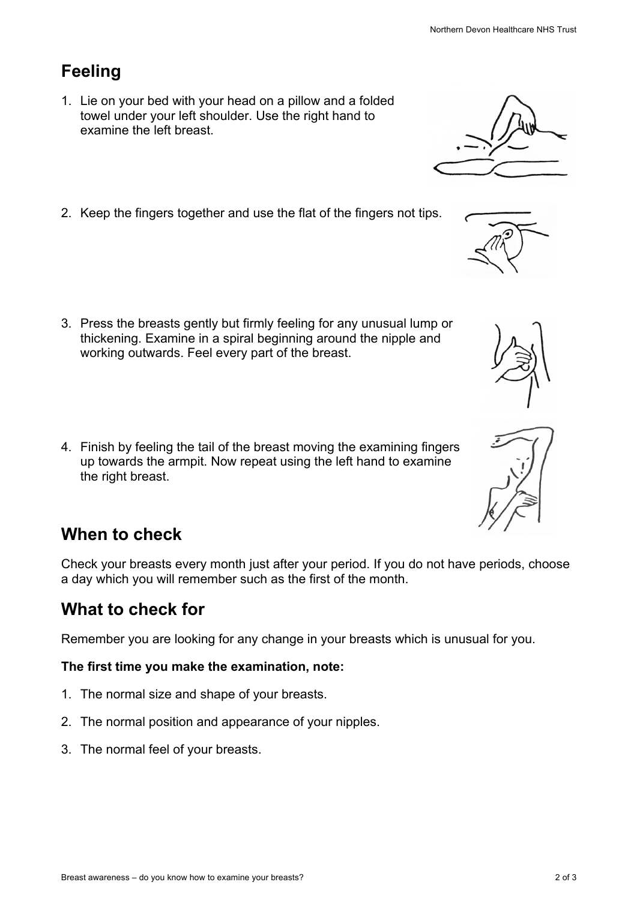## Feeling

1. Lie on your bed with your head on a pillow and a folded towel under your left shoulder. Use the right hand to examine the left breast.

2. Keep the fingers together and use the flat of the fingers not tips.

3. Press the breasts gently but firmly feeling for any unusual lump or thickening. Examine in a spiral beginning around the nipple and working outwards. Feel every part of the breast.

4. Finish by feeling the tail of the breast moving the examining fingers up towards the armpit. Now repeat using the left hand to examine the right breast.

## When to check

Check your breasts every month just after your period. If you do not have periods, choose a day which you will remember such as the first of the month.

## What to check for

Remember you are looking for any change in your breasts which is unusual for you.

**The first time you make the examination, note:**

1. The normal size and shape of your breasts.

2. The normal position and appearance of your nipples.

3. The normal feel of your breasts.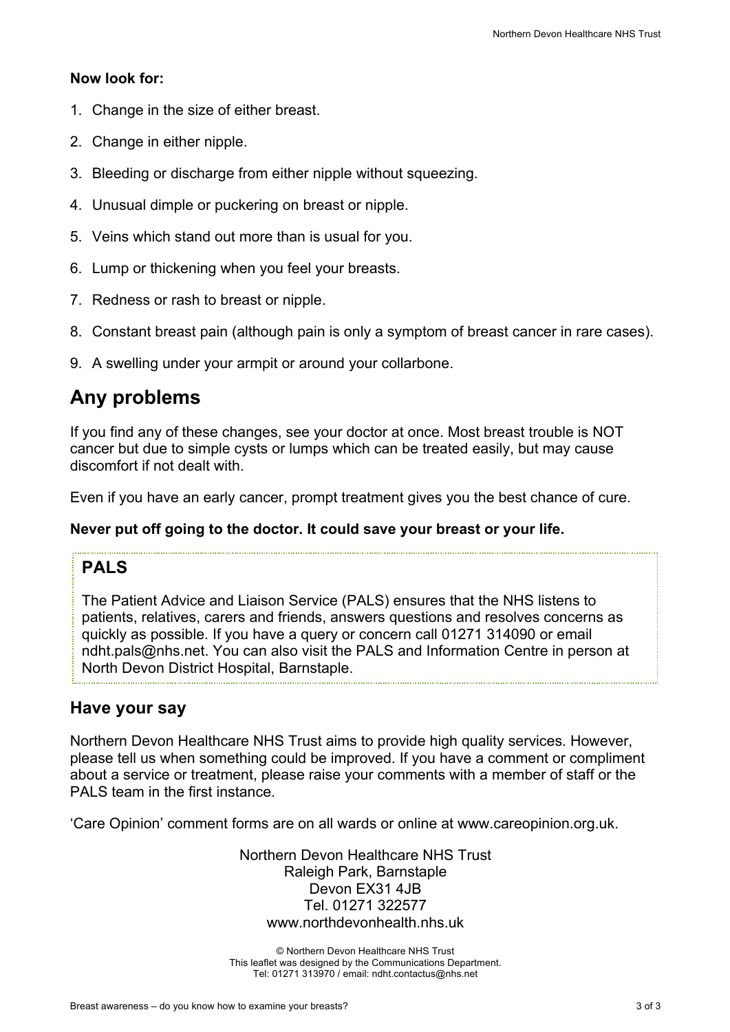**Now look for:**

1. Change in the size of either breast.
2. Change in either nipple.
3. Bleeding or discharge from either nipple without squeezing.
4. Unusual dimple or puckering on breast or nipple.
5. Veins which stand out more than is usual for you.
6. Lump or thickening when you feel your breasts.
7. Redness or rash to breast or nipple.
8. Constant breast pain (although pain is only a symptom of breast cancer in rare cases).
9. A swelling under your armpit or around your collarbone.

# Any problems

If you find any of these changes, see your doctor at once. Most breast trouble is NOT cancer but due to simple cysts or lumps which can be treated easily, but may cause discomfort if not dealt with.

Even if you have an early cancer, prompt treatment gives you the best chance of cure.

**Never put off going to the doctor. It could save your breast or your life.**

## PALS

The Patient Advice and Liaison Service (PALS) ensures that the NHS listens to patients, relatives, carers and friends, answers questions and resolves concerns as quickly as possible. If you have a query or concern call 01271 314090 or email ndht.pals@nhs.net. You can also visit the PALS and Information Centre in person at North Devon District Hospital, Barnstaple.

## Have your say

Northern Devon Healthcare NHS Trust aims to provide high quality services. However, please tell us when something could be improved. If you have a comment or compliment about a service or treatment, please raise your comments with a member of staff or the PALS team in the first instance.

'Care Opinion' comment forms are on all wards or online at www.careopinion.org.uk.

Northern Devon Healthcare NHS Trust
Raleigh Park, Barnstaple
Devon EX31 4JB
Tel. 01271 322577
www.northdevonhealth.nhs.uk

© Northern Devon Healthcare NHS Trust
This leaflet was designed by the Communications Department.
Tel: 01271 313970 / email: ndht.contactus@nhs.net